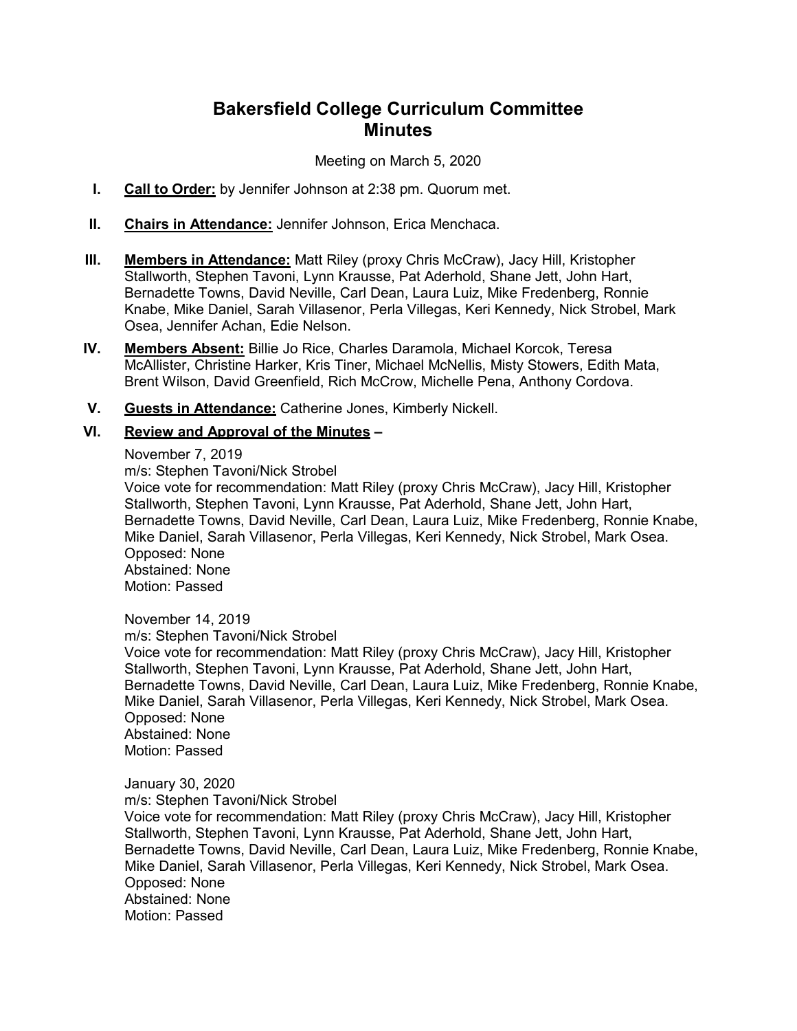# Bakersfield College Curriculum Committee
# Minutes

Meeting on March 5, 2020

I. **Call to Order:** by Jennifer Johnson at 2:38 pm. Quorum met.

II. **Chairs in Attendance:** Jennifer Johnson, Erica Menchaca.

III. **Members in Attendance:** Matt Riley (proxy Chris McCraw), Jacy Hill, Kristopher Stallworth, Stephen Tavoni, Lynn Krausse, Pat Aderhold, Shane Jett, John Hart, Bernadette Towns, David Neville, Carl Dean, Laura Luiz, Mike Fredenberg, Ronnie Knabe, Mike Daniel, Sarah Villasenor, Perla Villegas, Keri Kennedy, Nick Strobel, Mark Osea, Jennifer Achan, Edie Nelson.

IV. **Members Absent:** Billie Jo Rice, Charles Daramola, Michael Korcok, Teresa McAllister, Christine Harker, Kris Tiner, Michael McNellis, Misty Stowers, Edith Mata, Brent Wilson, David Greenfield, Rich McCrow, Michelle Pena, Anthony Cordova.

V. **Guests in Attendance:** Catherine Jones, Kimberly Nickell.

VI. **Review and Approval of the Minutes** –

November 7, 2019
m/s: Stephen Tavoni/Nick Strobel
Voice vote for recommendation: Matt Riley (proxy Chris McCraw), Jacy Hill, Kristopher Stallworth, Stephen Tavoni, Lynn Krausse, Pat Aderhold, Shane Jett, John Hart, Bernadette Towns, David Neville, Carl Dean, Laura Luiz, Mike Fredenberg, Ronnie Knabe, Mike Daniel, Sarah Villasenor, Perla Villegas, Keri Kennedy, Nick Strobel, Mark Osea.
Opposed: None
Abstained: None
Motion: Passed

November 14, 2019
m/s: Stephen Tavoni/Nick Strobel
Voice vote for recommendation: Matt Riley (proxy Chris McCraw), Jacy Hill, Kristopher Stallworth, Stephen Tavoni, Lynn Krausse, Pat Aderhold, Shane Jett, John Hart, Bernadette Towns, David Neville, Carl Dean, Laura Luiz, Mike Fredenberg, Ronnie Knabe, Mike Daniel, Sarah Villasenor, Perla Villegas, Keri Kennedy, Nick Strobel, Mark Osea.
Opposed: None
Abstained: None
Motion: Passed

January 30, 2020
m/s: Stephen Tavoni/Nick Strobel
Voice vote for recommendation: Matt Riley (proxy Chris McCraw), Jacy Hill, Kristopher Stallworth, Stephen Tavoni, Lynn Krausse, Pat Aderhold, Shane Jett, John Hart, Bernadette Towns, David Neville, Carl Dean, Laura Luiz, Mike Fredenberg, Ronnie Knabe, Mike Daniel, Sarah Villasenor, Perla Villegas, Keri Kennedy, Nick Strobel, Mark Osea.
Opposed: None
Abstained: None
Motion: Passed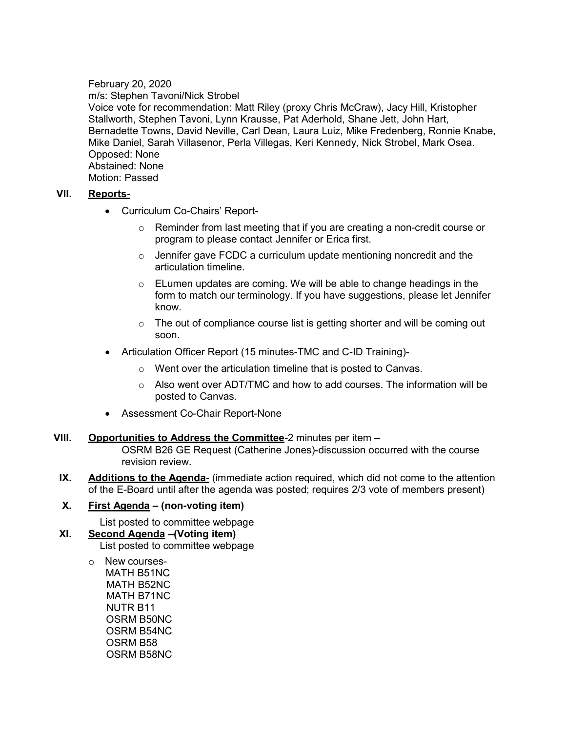February 20, 2020
m/s: Stephen Tavoni/Nick Strobel
Voice vote for recommendation: Matt Riley (proxy Chris McCraw), Jacy Hill, Kristopher Stallworth, Stephen Tavoni, Lynn Krausse, Pat Aderhold, Shane Jett, John Hart, Bernadette Towns, David Neville, Carl Dean, Laura Luiz, Mike Fredenberg, Ronnie Knabe, Mike Daniel, Sarah Villasenor, Perla Villegas, Keri Kennedy, Nick Strobel, Mark Osea.
Opposed: None
Abstained: None
Motion: Passed

## VII. Reports-

- Curriculum Co-Chairs' Report-
  - Reminder from last meeting that if you are creating a non-credit course or program to please contact Jennifer or Erica first.
  - Jennifer gave FCDC a curriculum update mentioning noncredit and the articulation timeline.
  - ELumen updates are coming. We will be able to change headings in the form to match our terminology. If you have suggestions, please let Jennifer know.
  - The out of compliance course list is getting shorter and will be coming out soon.
- Articulation Officer Report (15 minutes-TMC and C-ID Training)-
  - Went over the articulation timeline that is posted to Canvas.
  - Also went over ADT/TMC and how to add courses. The information will be posted to Canvas.
- Assessment Co-Chair Report-None

## VIII. Opportunities to Address the Committee-2 minutes per item –

OSRM B26 GE Request (Catherine Jones)-discussion occurred with the course revision review.

## IX. Additions to the Agenda- (immediate action required, which did not come to the attention of the E-Board until after the agenda was posted; requires 2/3 vote of members present)

## X. First Agenda – (non-voting item)

List posted to committee webpage

## XI. Second Agenda –(Voting item)

List posted to committee webpage

- New courses-
  MATH B51NC
  MATH B52NC
  MATH B71NC
  NUTR B11
  OSRM B50NC
  OSRM B54NC
  OSRM B58
  OSRM B58NC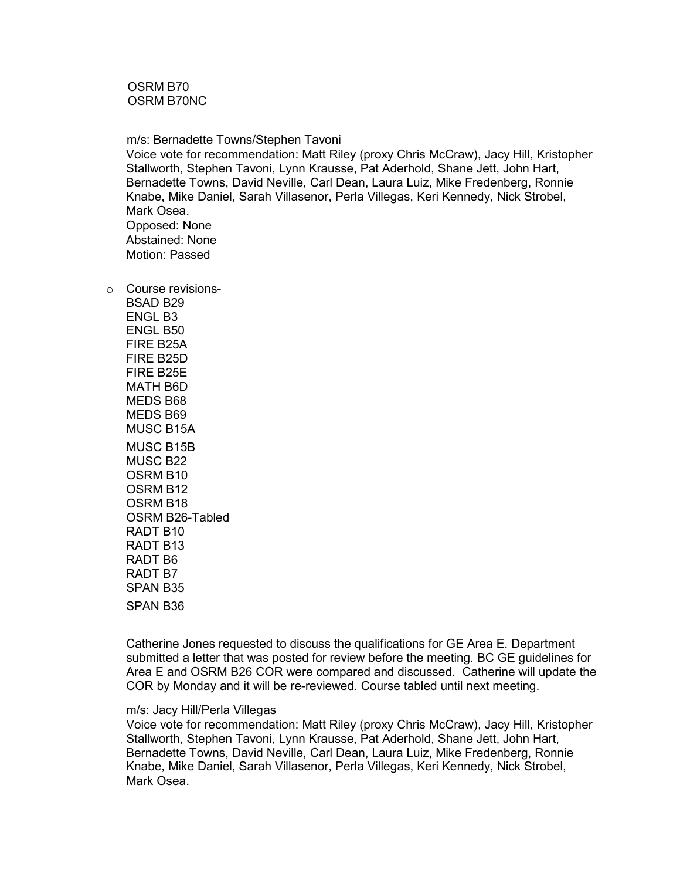OSRM B70
OSRM B70NC

m/s: Bernadette Towns/Stephen Tavoni
Voice vote for recommendation: Matt Riley (proxy Chris McCraw), Jacy Hill, Kristopher Stallworth, Stephen Tavoni, Lynn Krausse, Pat Aderhold, Shane Jett, John Hart, Bernadette Towns, David Neville, Carl Dean, Laura Luiz, Mike Fredenberg, Ronnie Knabe, Mike Daniel, Sarah Villasenor, Perla Villegas, Keri Kennedy, Nick Strobel, Mark Osea.
Opposed: None
Abstained: None
Motion: Passed

- Course revisions-
  BSAD B29
  ENGL B3
  ENGL B50
  FIRE B25A
  FIRE B25D
  FIRE B25E
  MATH B6D
  MEDS B68
  MEDS B69
  MUSC B15A
  MUSC B15B
  MUSC B22
  OSRM B10
  OSRM B12
  OSRM B18
  OSRM B26-Tabled
  RADT B10
  RADT B13
  RADT B6
  RADT B7
  SPAN B35
  SPAN B36

  Catherine Jones requested to discuss the qualifications for GE Area E. Department submitted a letter that was posted for review before the meeting. BC GE guidelines for Area E and OSRM B26 COR were compared and discussed. Catherine will update the COR by Monday and it will be re-reviewed. Course tabled until next meeting.

  m/s: Jacy Hill/Perla Villegas
  Voice vote for recommendation: Matt Riley (proxy Chris McCraw), Jacy Hill, Kristopher Stallworth, Stephen Tavoni, Lynn Krausse, Pat Aderhold, Shane Jett, John Hart, Bernadette Towns, David Neville, Carl Dean, Laura Luiz, Mike Fredenberg, Ronnie Knabe, Mike Daniel, Sarah Villasenor, Perla Villegas, Keri Kennedy, Nick Strobel, Mark Osea.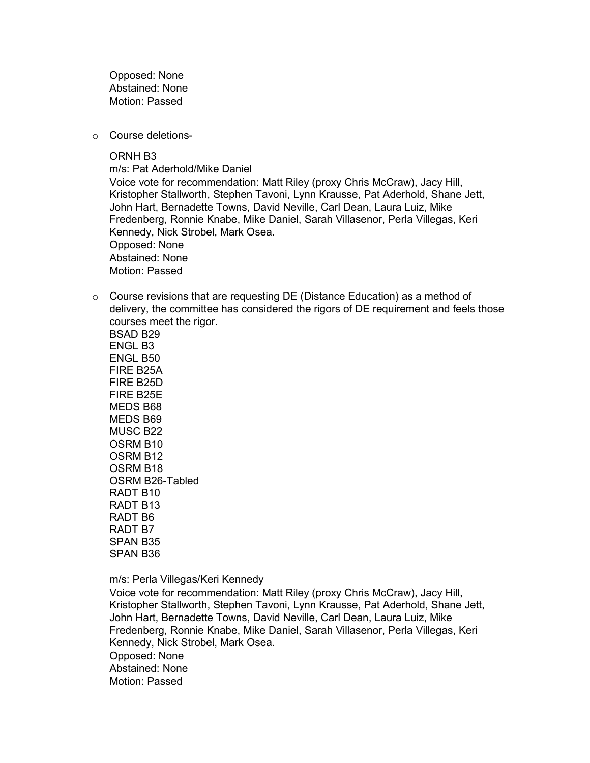Opposed: None
Abstained: None
Motion: Passed

- Course deletions-

  ORNH B3
  m/s: Pat Aderhold/Mike Daniel
  Voice vote for recommendation: Matt Riley (proxy Chris McCraw), Jacy Hill, Kristopher Stallworth, Stephen Tavoni, Lynn Krausse, Pat Aderhold, Shane Jett, John Hart, Bernadette Towns, David Neville, Carl Dean, Laura Luiz, Mike Fredenberg, Ronnie Knabe, Mike Daniel, Sarah Villasenor, Perla Villegas, Keri Kennedy, Nick Strobel, Mark Osea.
  Opposed: None
  Abstained: None
  Motion: Passed

- Course revisions that are requesting DE (Distance Education) as a method of delivery, the committee has considered the rigors of DE requirement and feels those courses meet the rigor.
  BSAD B29
  ENGL B3
  ENGL B50
  FIRE B25A
  FIRE B25D
  FIRE B25E
  MEDS B68
  MEDS B69
  MUSC B22
  OSRM B10
  OSRM B12
  OSRM B18
  OSRM B26-Tabled
  RADT B10
  RADT B13
  RADT B6
  RADT B7
  SPAN B35
  SPAN B36

  m/s: Perla Villegas/Keri Kennedy
  Voice vote for recommendation: Matt Riley (proxy Chris McCraw), Jacy Hill, Kristopher Stallworth, Stephen Tavoni, Lynn Krausse, Pat Aderhold, Shane Jett, John Hart, Bernadette Towns, David Neville, Carl Dean, Laura Luiz, Mike Fredenberg, Ronnie Knabe, Mike Daniel, Sarah Villasenor, Perla Villegas, Keri Kennedy, Nick Strobel, Mark Osea.
  Opposed: None
  Abstained: None
  Motion: Passed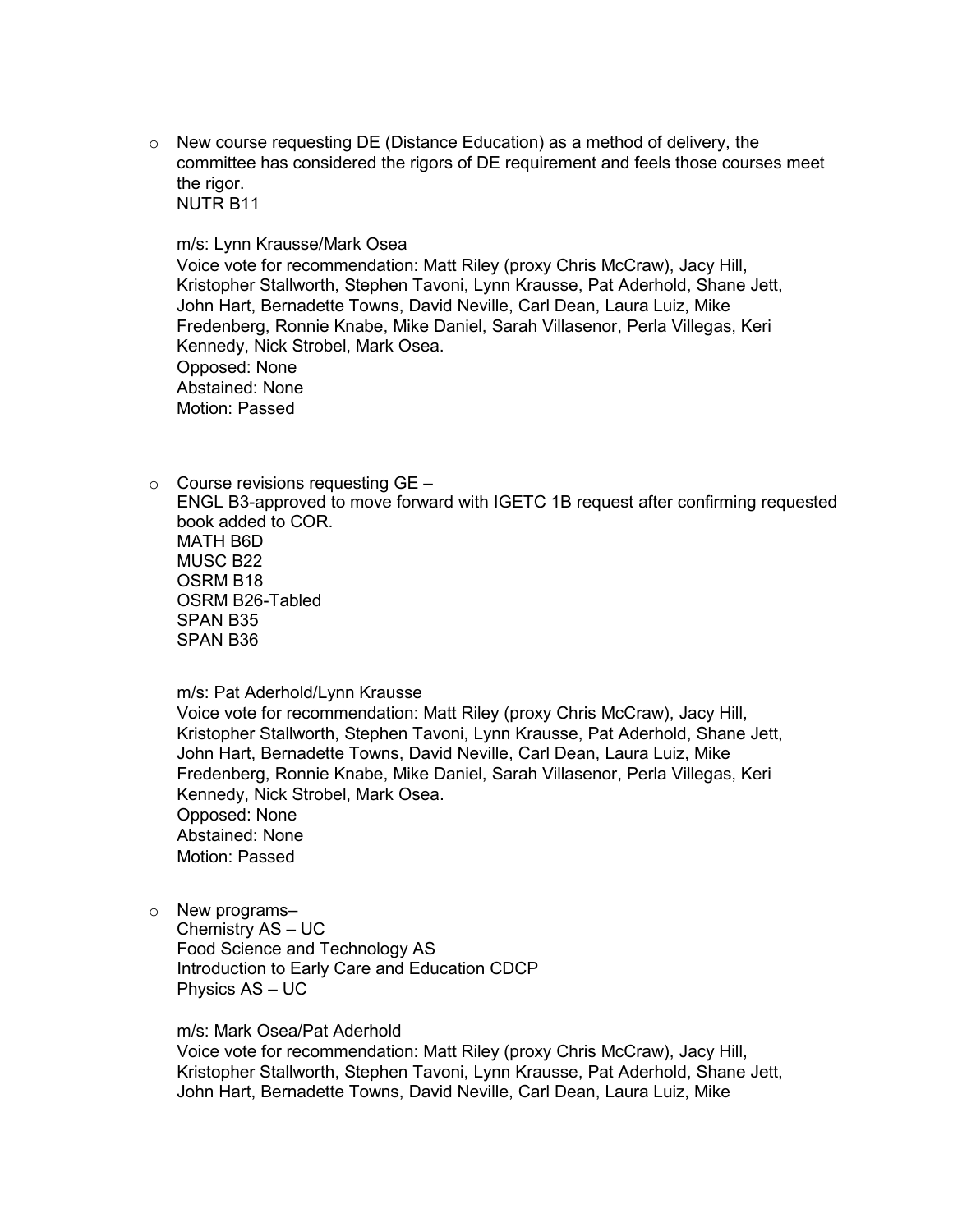- New course requesting DE (Distance Education) as a method of delivery, the committee has considered the rigors of DE requirement and feels those courses meet the rigor.
  NUTR B11

  m/s: Lynn Krausse/Mark Osea
  Voice vote for recommendation: Matt Riley (proxy Chris McCraw), Jacy Hill, Kristopher Stallworth, Stephen Tavoni, Lynn Krausse, Pat Aderhold, Shane Jett, John Hart, Bernadette Towns, David Neville, Carl Dean, Laura Luiz, Mike Fredenberg, Ronnie Knabe, Mike Daniel, Sarah Villasenor, Perla Villegas, Keri Kennedy, Nick Strobel, Mark Osea.
  Opposed: None
  Abstained: None
  Motion: Passed

- Course revisions requesting GE –
  ENGL B3-approved to move forward with IGETC 1B request after confirming requested book added to COR.
  MATH B6D
  MUSC B22
  OSRM B18
  OSRM B26-Tabled
  SPAN B35
  SPAN B36

  m/s: Pat Aderhold/Lynn Krausse
  Voice vote for recommendation: Matt Riley (proxy Chris McCraw), Jacy Hill, Kristopher Stallworth, Stephen Tavoni, Lynn Krausse, Pat Aderhold, Shane Jett, John Hart, Bernadette Towns, David Neville, Carl Dean, Laura Luiz, Mike Fredenberg, Ronnie Knabe, Mike Daniel, Sarah Villasenor, Perla Villegas, Keri Kennedy, Nick Strobel, Mark Osea.
  Opposed: None
  Abstained: None
  Motion: Passed

- New programs–
  Chemistry AS – UC
  Food Science and Technology AS
  Introduction to Early Care and Education CDCP
  Physics AS – UC

  m/s: Mark Osea/Pat Aderhold
  Voice vote for recommendation: Matt Riley (proxy Chris McCraw), Jacy Hill, Kristopher Stallworth, Stephen Tavoni, Lynn Krausse, Pat Aderhold, Shane Jett, John Hart, Bernadette Towns, David Neville, Carl Dean, Laura Luiz, Mike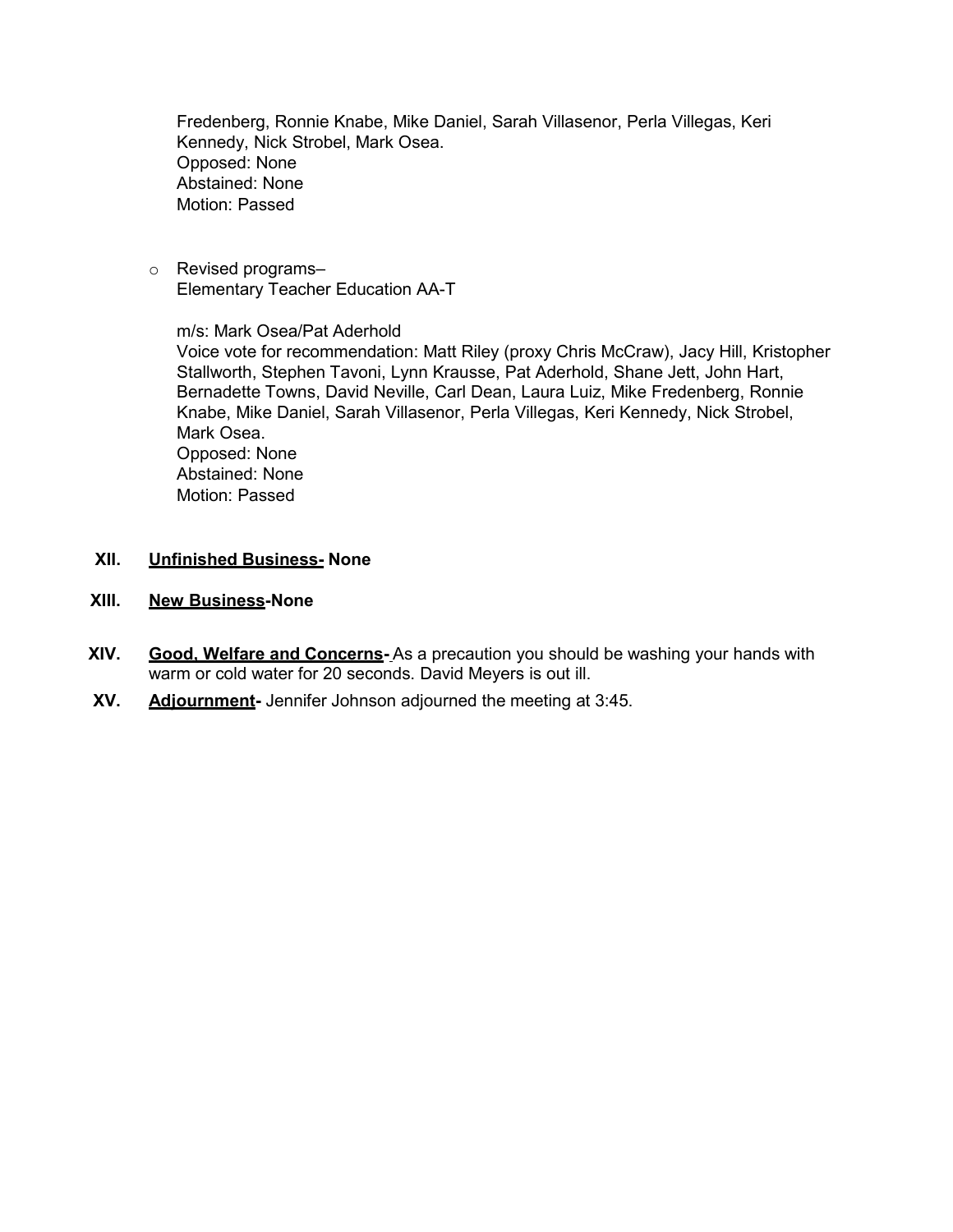Fredenberg, Ronnie Knabe, Mike Daniel, Sarah Villasenor, Perla Villegas, Keri Kennedy, Nick Strobel, Mark Osea.
Opposed: None
Abstained: None
Motion: Passed

- Revised programs–
  Elementary Teacher Education AA-T

  m/s: Mark Osea/Pat Aderhold
  Voice vote for recommendation: Matt Riley (proxy Chris McCraw), Jacy Hill, Kristopher Stallworth, Stephen Tavoni, Lynn Krausse, Pat Aderhold, Shane Jett, John Hart, Bernadette Towns, David Neville, Carl Dean, Laura Luiz, Mike Fredenberg, Ronnie Knabe, Mike Daniel, Sarah Villasenor, Perla Villegas, Keri Kennedy, Nick Strobel, Mark Osea.
  Opposed: None
  Abstained: None
  Motion: Passed

**XII. Unfinished Business- None**

**XIII. New Business-None**

**XIV. Good, Welfare and Concerns-** As a precaution you should be washing your hands with warm or cold water for 20 seconds. David Meyers is out ill.

**XV. Adjournment-** Jennifer Johnson adjourned the meeting at 3:45.